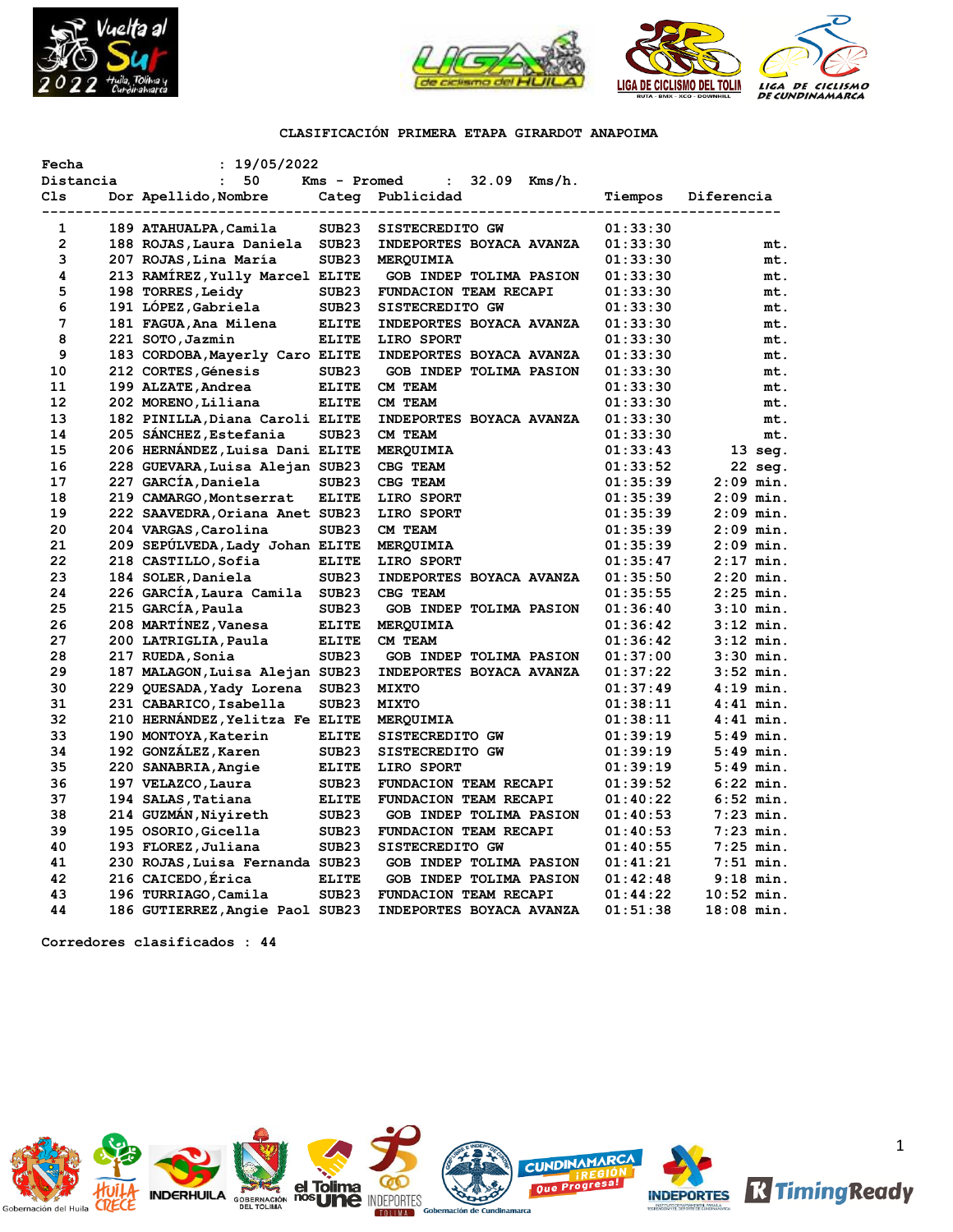## CLASIFICACIÓN PRIMERA ETAPA GIRARDOT ANAPOIMA

Fecha : 19/05/2022
Distancia : 50 Kms - Promed : 32.09 Kms/h.

| Cls | Dor | Apellido,Nombre | Categ | Publicidad | Tiempos | Diferencia |
|---|---|---|---|---|---|---|
| 1 | 189 | ATAHUALPA,Camila | SUB23 | SISTECREDITO GW | 01:33:30 | |
| 2 | 188 | ROJAS,Laura Daniela | SUB23 | INDEPORTES BOYACA AVANZA | 01:33:30 | mt. |
| 3 | 207 | ROJAS,Lina María | SUB23 | MERQUIMIA | 01:33:30 | mt. |
| 4 | 213 | RAMÍREZ,Yully Marcel | ELITE | GOB INDEP TOLIMA PASION | 01:33:30 | mt. |
| 5 | 198 | TORRES,Leidy | SUB23 | FUNDACION TEAM RECAPI | 01:33:30 | mt. |
| 6 | 191 | LÓPEZ,Gabriela | SUB23 | SISTECREDITO GW | 01:33:30 | mt. |
| 7 | 181 | FAGUA,Ana Milena | ELITE | INDEPORTES BOYACA AVANZA | 01:33:30 | mt. |
| 8 | 221 | SOTO,Jazmin | ELITE | LIRO SPORT | 01:33:30 | mt. |
| 9 | 183 | CORDOBA,Mayerly Caro | ELITE | INDEPORTES BOYACA AVANZA | 01:33:30 | mt. |
| 10 | 212 | CORTES,Génesis | SUB23 | GOB INDEP TOLIMA PASION | 01:33:30 | mt. |
| 11 | 199 | ALZATE,Andrea | ELITE | CM TEAM | 01:33:30 | mt. |
| 12 | 202 | MORENO,Liliana | ELITE | CM TEAM | 01:33:30 | mt. |
| 13 | 182 | PINILLA,Diana Caroli | ELITE | INDEPORTES BOYACA AVANZA | 01:33:30 | mt. |
| 14 | 205 | SÁNCHEZ,Estefania | SUB23 | CM TEAM | 01:33:30 | mt. |
| 15 | 206 | HERNÁNDEZ,Luisa Dani | ELITE | MERQUIMIA | 01:33:43 | 13 seg. |
| 16 | 228 | GUEVARA,Luisa Alejan | SUB23 | CBG TEAM | 01:33:52 | 22 seg. |
| 17 | 227 | GARCÍA,Daniela | SUB23 | CBG TEAM | 01:35:39 | 2:09 min. |
| 18 | 219 | CAMARGO,Montserrat | ELITE | LIRO SPORT | 01:35:39 | 2:09 min. |
| 19 | 222 | SAAVEDRA,Oriana Anet | SUB23 | LIRO SPORT | 01:35:39 | 2:09 min. |
| 20 | 204 | VARGAS,Carolina | SUB23 | CM TEAM | 01:35:39 | 2:09 min. |
| 21 | 209 | SEPÚLVEDA,Lady Johan | ELITE | MERQUIMIA | 01:35:39 | 2:09 min. |
| 22 | 218 | CASTILLO,Sofia | ELITE | LIRO SPORT | 01:35:47 | 2:17 min. |
| 23 | 184 | SOLER,Daniela | SUB23 | INDEPORTES BOYACA AVANZA | 01:35:50 | 2:20 min. |
| 24 | 226 | GARCÍA,Laura Camila | SUB23 | CBG TEAM | 01:35:55 | 2:25 min. |
| 25 | 215 | GARCÍA,Paula | SUB23 | GOB INDEP TOLIMA PASION | 01:36:40 | 3:10 min. |
| 26 | 208 | MARTÍNEZ,Vanesa | ELITE | MERQUIMIA | 01:36:42 | 3:12 min. |
| 27 | 200 | LATRIGLIA,Paula | ELITE | CM TEAM | 01:36:42 | 3:12 min. |
| 28 | 217 | RUEDA,Sonia | SUB23 | GOB INDEP TOLIMA PASION | 01:37:00 | 3:30 min. |
| 29 | 187 | MALAGON,Luisa Alejan | SUB23 | INDEPORTES BOYACA AVANZA | 01:37:22 | 3:52 min. |
| 30 | 229 | QUESADA,Yady Lorena | SUB23 | MIXTO | 01:37:49 | 4:19 min. |
| 31 | 231 | CABARICO,Isabella | SUB23 | MIXTO | 01:38:11 | 4:41 min. |
| 32 | 210 | HERNÁNDEZ,Yelitza Fe | ELITE | MERQUIMIA | 01:38:11 | 4:41 min. |
| 33 | 190 | MONTOYA,Katerin | ELITE | SISTECREDITO GW | 01:39:19 | 5:49 min. |
| 34 | 192 | GONZÁLEZ,Karen | SUB23 | SISTECREDITO GW | 01:39:19 | 5:49 min. |
| 35 | 220 | SANABRIA,Angie | ELITE | LIRO SPORT | 01:39:19 | 5:49 min. |
| 36 | 197 | VELAZCO,Laura | SUB23 | FUNDACION TEAM RECAPI | 01:39:52 | 6:22 min. |
| 37 | 194 | SALAS,Tatiana | ELITE | FUNDACION TEAM RECAPI | 01:40:22 | 6:52 min. |
| 38 | 214 | GUZMÁN,Niyireth | SUB23 | GOB INDEP TOLIMA PASION | 01:40:53 | 7:23 min. |
| 39 | 195 | OSORIO,Gicella | SUB23 | FUNDACION TEAM RECAPI | 01:40:53 | 7:23 min. |
| 40 | 193 | FLOREZ,Juliana | SUB23 | SISTECREDITO GW | 01:40:55 | 7:25 min. |
| 41 | 230 | ROJAS,Luisa Fernanda | SUB23 | GOB INDEP TOLIMA PASION | 01:41:21 | 7:51 min. |
| 42 | 216 | CAICEDO,Érica | ELITE | GOB INDEP TOLIMA PASION | 01:42:48 | 9:18 min. |
| 43 | 196 | TURRIAGO,Camila | SUB23 | FUNDACION TEAM RECAPI | 01:44:22 | 10:52 min. |
| 44 | 186 | GUTIERREZ,Angie Paol | SUB23 | INDEPORTES BOYACA AVANZA | 01:51:38 | 18:08 min. |

Corredores clasificados : 44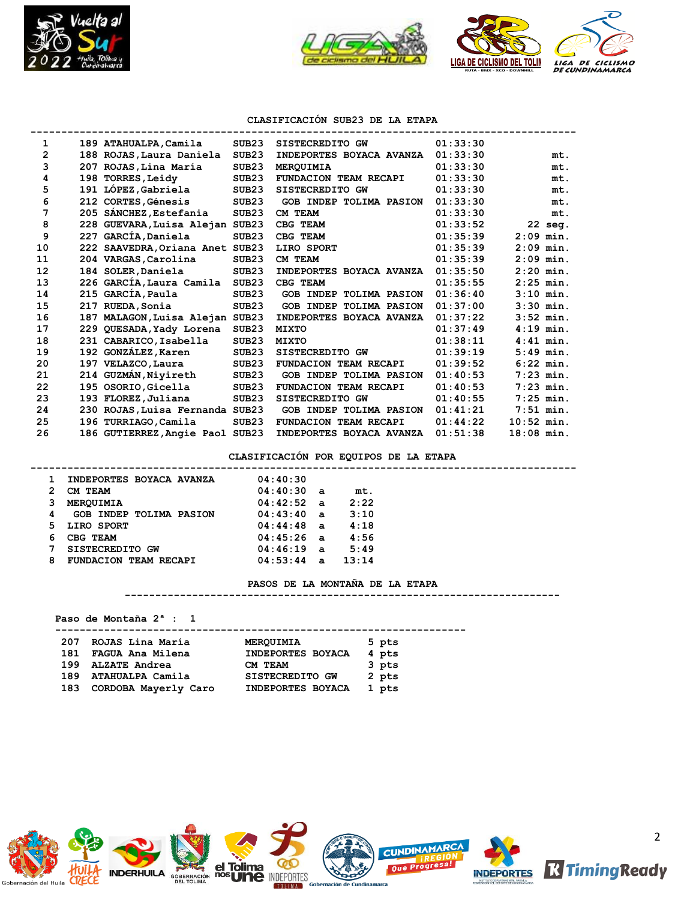## CLASIFICACIÓN SUB23 DE LA ETAPA

| Pos | Dorsal | Nombre | Cat. | Equipo | Tiempo | Dif. |
|---|---|---|---|---|---|---|
| 1 | 189 | ATAHUALPA,Camila | SUB23 | SISTECREDITO GW | 01:33:30 | |
| 2 | 188 | ROJAS,Laura Daniela | SUB23 | INDEPORTES BOYACA AVANZA | 01:33:30 | mt. |
| 3 | 207 | ROJAS,Lina María | SUB23 | MERQUIMIA | 01:33:30 | mt. |
| 4 | 198 | TORRES,Leidy | SUB23 | FUNDACION TEAM RECAPI | 01:33:30 | mt. |
| 5 | 191 | LÓPEZ,Gabriela | SUB23 | SISTECREDITO GW | 01:33:30 | mt. |
| 6 | 212 | CORTES,Génesis | SUB23 | GOB INDEP TOLIMA PASION | 01:33:30 | mt. |
| 7 | 205 | SÁNCHEZ,Estefania | SUB23 | CM TEAM | 01:33:30 | mt. |
| 8 | 228 | GUEVARA,Luisa Alejan | SUB23 | CBG TEAM | 01:33:52 | 22 seg. |
| 9 | 227 | GARCÍA,Daniela | SUB23 | CBG TEAM | 01:35:39 | 2:09 min. |
| 10 | 222 | SAAVEDRA,Oriana Anet | SUB23 | LIRO SPORT | 01:35:39 | 2:09 min. |
| 11 | 204 | VARGAS,Carolina | SUB23 | CM TEAM | 01:35:39 | 2:09 min. |
| 12 | 184 | SOLER,Daniela | SUB23 | INDEPORTES BOYACA AVANZA | 01:35:50 | 2:20 min. |
| 13 | 226 | GARCÍA,Laura Camila | SUB23 | CBG TEAM | 01:35:55 | 2:25 min. |
| 14 | 215 | GARCÍA,Paula | SUB23 | GOB INDEP TOLIMA PASION | 01:36:40 | 3:10 min. |
| 15 | 217 | RUEDA,Sonia | SUB23 | GOB INDEP TOLIMA PASION | 01:37:00 | 3:30 min. |
| 16 | 187 | MALAGON,Luisa Alejan | SUB23 | INDEPORTES BOYACA AVANZA | 01:37:22 | 3:52 min. |
| 17 | 229 | QUESADA,Yady Lorena | SUB23 | MIXTO | 01:37:49 | 4:19 min. |
| 18 | 231 | CABARICO,Isabella | SUB23 | MIXTO | 01:38:11 | 4:41 min. |
| 19 | 192 | GONZÁLEZ,Karen | SUB23 | SISTECREDITO GW | 01:39:19 | 5:49 min. |
| 20 | 197 | VELAZCO,Laura | SUB23 | FUNDACION TEAM RECAPI | 01:39:52 | 6:22 min. |
| 21 | 214 | GUZMÁN,Niyireth | SUB23 | GOB INDEP TOLIMA PASION | 01:40:53 | 7:23 min. |
| 22 | 195 | OSORIO,Gicella | SUB23 | FUNDACION TEAM RECAPI | 01:40:53 | 7:23 min. |
| 23 | 193 | FLOREZ,Juliana | SUB23 | SISTECREDITO GW | 01:40:55 | 7:25 min. |
| 24 | 230 | ROJAS,Luisa Fernanda | SUB23 | GOB INDEP TOLIMA PASION | 01:41:21 | 7:51 min. |
| 25 | 196 | TURRIAGO,Camila | SUB23 | FUNDACION TEAM RECAPI | 01:44:22 | 10:52 min. |
| 26 | 186 | GUTIERREZ,Angie Paol | SUB23 | INDEPORTES BOYACA AVANZA | 01:51:38 | 18:08 min. |

## CLASIFICACIÓN POR EQUIPOS DE LA ETAPA

| Pos | Equipo | Tiempo | | Dif. |
|---|---|---|---|---|
| 1 | INDEPORTES BOYACA AVANZA | 04:40:30 | | |
| 2 | CM TEAM | 04:40:30 | a | mt. |
| 3 | MERQUIMIA | 04:42:52 | a | 2:22 |
| 4 | GOB INDEP TOLIMA PASION | 04:43:40 | a | 3:10 |
| 5 | LIRO SPORT | 04:44:48 | a | 4:18 |
| 6 | CBG TEAM | 04:45:26 | a | 4:56 |
| 7 | SISTECREDITO GW | 04:46:19 | a | 5:49 |
| 8 | FUNDACION TEAM RECAPI | 04:53:44 | a | 13:14 |

## PASOS DE LA MONTAÑA DE LA ETAPA

**Paso de Montaña 2ª : 1**

| Dorsal | Nombre | Equipo | Puntos |
|---|---|---|---|
| 207 | ROJAS Lina María | MERQUIMIA | 5 pts |
| 181 | FAGUA Ana Milena | INDEPORTES BOYACA | 4 pts |
| 199 | ALZATE Andrea | CM TEAM | 3 pts |
| 189 | ATAHUALPA Camila | SISTECREDITO GW | 2 pts |
| 183 | CORDOBA Mayerly Caro | INDEPORTES BOYACA | 1 pts |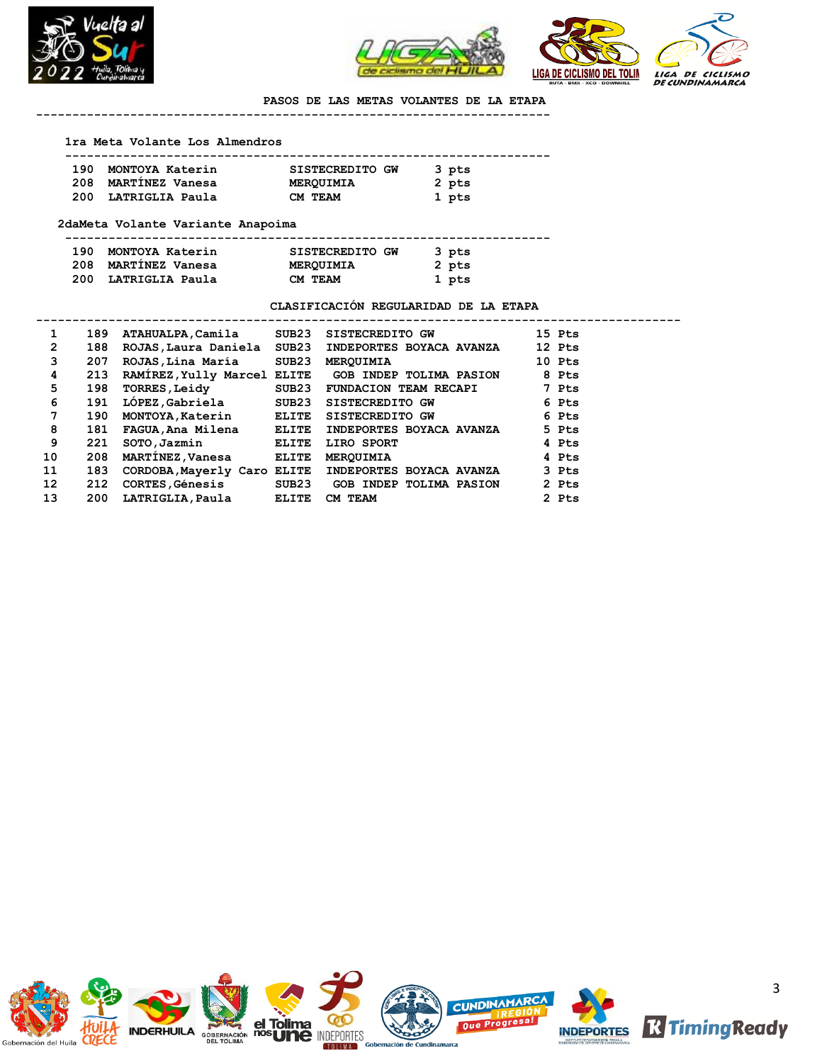## PASOS DE LAS METAS VOLANTES DE LA ETAPA

### 1ra Meta Volante Los Almendros

| # | Nombre | Equipo | Puntos |
|---|---|---|---|
| 190 | MONTOYA Katerin | SISTECREDITO GW | 3 pts |
| 208 | MARTÍNEZ Vanesa | MERQUIMIA | 2 pts |
| 200 | LATRIGLIA Paula | CM TEAM | 1 pts |

### 2daMeta Volante Variante Anapoima

| # | Nombre | Equipo | Puntos |
|---|---|---|---|
| 190 | MONTOYA Katerin | SISTECREDITO GW | 3 pts |
| 208 | MARTÍNEZ Vanesa | MERQUIMIA | 2 pts |
| 200 | LATRIGLIA Paula | CM TEAM | 1 pts |

## CLASIFICACIÓN REGULARIDAD DE LA ETAPA

| Pos | # | Nombre | Cat. | Equipo | Puntos |
|---|---|---|---|---|---|
| 1 | 189 | ATAHUALPA,Camila | SUB23 | SISTECREDITO GW | 15 Pts |
| 2 | 188 | ROJAS,Laura Daniela | SUB23 | INDEPORTES BOYACA AVANZA | 12 Pts |
| 3 | 207 | ROJAS,Lina María | SUB23 | MERQUIMIA | 10 Pts |
| 4 | 213 | RAMÍREZ,Yully Marcel | ELITE | GOB INDEP TOLIMA PASION | 8 Pts |
| 5 | 198 | TORRES,Leidy | SUB23 | FUNDACION TEAM RECAPI | 7 Pts |
| 6 | 191 | LÓPEZ,Gabriela | SUB23 | SISTECREDITO GW | 6 Pts |
| 7 | 190 | MONTOYA,Katerin | ELITE | SISTECREDITO GW | 6 Pts |
| 8 | 181 | FAGUA,Ana Milena | ELITE | INDEPORTES BOYACA AVANZA | 5 Pts |
| 9 | 221 | SOTO,Jazmin | ELITE | LIRO SPORT | 4 Pts |
| 10 | 208 | MARTÍNEZ,Vanesa | ELITE | MERQUIMIA | 4 Pts |
| 11 | 183 | CORDOBA,Mayerly Caro | ELITE | INDEPORTES BOYACA AVANZA | 3 Pts |
| 12 | 212 | CORTES,Génesis | SUB23 | GOB INDEP TOLIMA PASION | 2 Pts |
| 13 | 200 | LATRIGLIA,Paula | ELITE | CM TEAM | 2 Pts |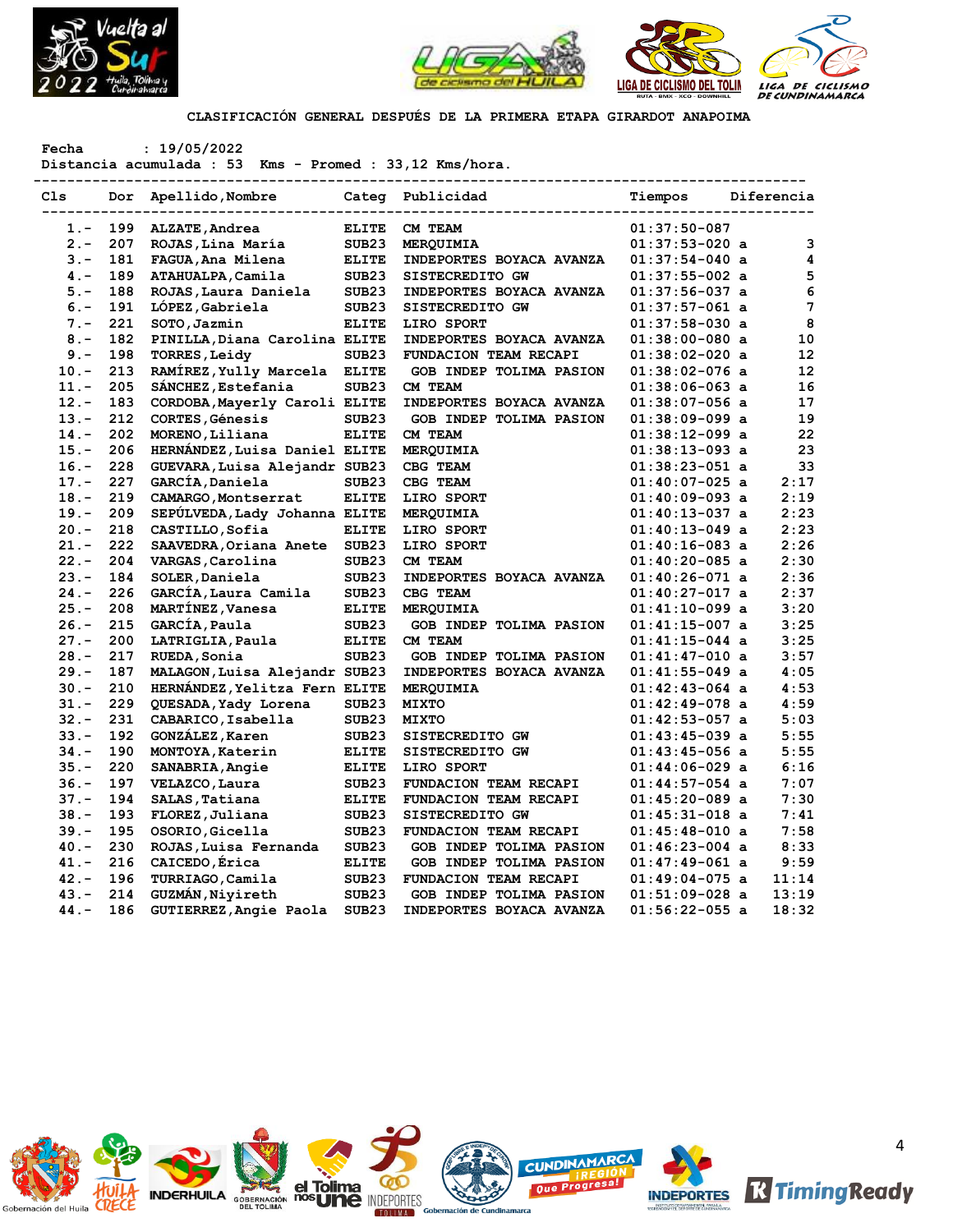## CLASIFICACIÓN GENERAL DESPUÉS DE LA PRIMERA ETAPA GIRARDOT ANAPOIMA

Fecha : 19/05/2022
Distancia acumulada : 53 Kms - Promed : 33,12 Kms/hora.

| Cls | Dor | Apellido,Nombre | Categ | Publicidad | Tiempos | Diferencia |
|---|---|---|---|---|---|---|
| 1.- | 199 | ALZATE,Andrea | ELITE | CM TEAM | 01:37:50-087 | |
| 2.- | 207 | ROJAS,Lina María | SUB23 | MERQUIMIA | 01:37:53-020 a | 3 |
| 3.- | 181 | FAGUA,Ana Milena | ELITE | INDEPORTES BOYACA AVANZA | 01:37:54-040 a | 4 |
| 4.- | 189 | ATAHUALPA,Camila | SUB23 | SISTECREDITO GW | 01:37:55-002 a | 5 |
| 5.- | 188 | ROJAS,Laura Daniela | SUB23 | INDEPORTES BOYACA AVANZA | 01:37:56-037 a | 6 |
| 6.- | 191 | LÓPEZ,Gabriela | SUB23 | SISTECREDITO GW | 01:37:57-061 a | 7 |
| 7.- | 221 | SOTO,Jazmin | ELITE | LIRO SPORT | 01:37:58-030 a | 8 |
| 8.- | 182 | PINILLA,Diana Carolina | ELITE | INDEPORTES BOYACA AVANZA | 01:38:00-080 a | 10 |
| 9.- | 198 | TORRES,Leidy | SUB23 | FUNDACION TEAM RECAPI | 01:38:02-020 a | 12 |
| 10.- | 213 | RAMÍREZ,Yully Marcela | ELITE | GOB INDEP TOLIMA PASION | 01:38:02-076 a | 12 |
| 11.- | 205 | SÁNCHEZ,Estefania | SUB23 | CM TEAM | 01:38:06-063 a | 16 |
| 12.- | 183 | CORDOBA,Mayerly Caroli | ELITE | INDEPORTES BOYACA AVANZA | 01:38:07-056 a | 17 |
| 13.- | 212 | CORTES,Génesis | SUB23 | GOB INDEP TOLIMA PASION | 01:38:09-099 a | 19 |
| 14.- | 202 | MORENO,Liliana | ELITE | CM TEAM | 01:38:12-099 a | 22 |
| 15.- | 206 | HERNÁNDEZ,Luisa Daniel | ELITE | MERQUIMIA | 01:38:13-093 a | 23 |
| 16.- | 228 | GUEVARA,Luisa Alejandr | SUB23 | CBG TEAM | 01:38:23-051 a | 33 |
| 17.- | 227 | GARCÍA,Daniela | SUB23 | CBG TEAM | 01:40:07-025 a | 2:17 |
| 18.- | 219 | CAMARGO,Montserrat | ELITE | LIRO SPORT | 01:40:09-093 a | 2:19 |
| 19.- | 209 | SEPÚLVEDA,Lady Johanna | ELITE | MERQUIMIA | 01:40:13-037 a | 2:23 |
| 20.- | 218 | CASTILLO,Sofia | ELITE | LIRO SPORT | 01:40:13-049 a | 2:23 |
| 21.- | 222 | SAAVEDRA,Oriana Anete | SUB23 | LIRO SPORT | 01:40:16-083 a | 2:26 |
| 22.- | 204 | VARGAS,Carolina | SUB23 | CM TEAM | 01:40:20-085 a | 2:30 |
| 23.- | 184 | SOLER,Daniela | SUB23 | INDEPORTES BOYACA AVANZA | 01:40:26-071 a | 2:36 |
| 24.- | 226 | GARCÍA,Laura Camila | SUB23 | CBG TEAM | 01:40:27-017 a | 2:37 |
| 25.- | 208 | MARTÍNEZ,Vanesa | ELITE | MERQUIMIA | 01:41:10-099 a | 3:20 |
| 26.- | 215 | GARCÍA,Paula | SUB23 | GOB INDEP TOLIMA PASION | 01:41:15-007 a | 3:25 |
| 27.- | 200 | LATRIGLIA,Paula | ELITE | CM TEAM | 01:41:15-044 a | 3:25 |
| 28.- | 217 | RUEDA,Sonia | SUB23 | GOB INDEP TOLIMA PASION | 01:41:47-010 a | 3:57 |
| 29.- | 187 | MALAGON,Luisa Alejandr | SUB23 | INDEPORTES BOYACA AVANZA | 01:41:55-049 a | 4:05 |
| 30.- | 210 | HERNÁNDEZ,Yelitza Fern | ELITE | MERQUIMIA | 01:42:43-064 a | 4:53 |
| 31.- | 229 | QUESADA,Yady Lorena | SUB23 | MIXTO | 01:42:49-078 a | 4:59 |
| 32.- | 231 | CABARICO,Isabella | SUB23 | MIXTO | 01:42:53-057 a | 5:03 |
| 33.- | 192 | GONZÁLEZ,Karen | SUB23 | SISTECREDITO GW | 01:43:45-039 a | 5:55 |
| 34.- | 190 | MONTOYA,Katerin | ELITE | SISTECREDITO GW | 01:43:45-056 a | 5:55 |
| 35.- | 220 | SANABRIA,Angie | ELITE | LIRO SPORT | 01:44:06-029 a | 6:16 |
| 36.- | 197 | VELAZCO,Laura | SUB23 | FUNDACION TEAM RECAPI | 01:44:57-054 a | 7:07 |
| 37.- | 194 | SALAS,Tatiana | ELITE | FUNDACION TEAM RECAPI | 01:45:20-089 a | 7:30 |
| 38.- | 193 | FLOREZ,Juliana | SUB23 | SISTECREDITO GW | 01:45:31-018 a | 7:41 |
| 39.- | 195 | OSORIO,Gicella | SUB23 | FUNDACION TEAM RECAPI | 01:45:48-010 a | 7:58 |
| 40.- | 230 | ROJAS,Luisa Fernanda | SUB23 | GOB INDEP TOLIMA PASION | 01:46:23-004 a | 8:33 |
| 41.- | 216 | CAICEDO,Érica | ELITE | GOB INDEP TOLIMA PASION | 01:47:49-061 a | 9:59 |
| 42.- | 196 | TURRIAGO,Camila | SUB23 | FUNDACION TEAM RECAPI | 01:49:04-075 a | 11:14 |
| 43.- | 214 | GUZMÁN,Niyireth | SUB23 | GOB INDEP TOLIMA PASION | 01:51:09-028 a | 13:19 |
| 44.- | 186 | GUTIERREZ,Angie Paola | SUB23 | INDEPORTES BOYACA AVANZA | 01:56:22-055 a | 18:32 |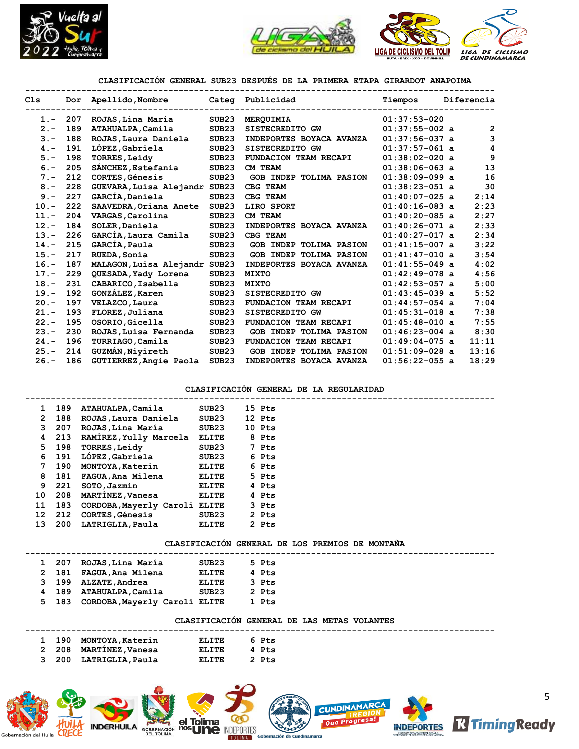## CLASIFICACIÓN GENERAL SUB23 DESPUÉS DE LA PRIMERA ETAPA GIRARDOT ANAPOIMA

| Cls | Dor | Apellido,Nombre | Categ | Publicidad | Tiempos | Diferencia |
|---|---|---|---|---|---|---|
| 1.- | 207 | ROJAS,Lina María | SUB23 | MERQUIMIA | 01:37:53-020 | |
| 2.- | 189 | ATAHUALPA,Camila | SUB23 | SISTECREDITO GW | 01:37:55-002 a | 2 |
| 3.- | 188 | ROJAS,Laura Daniela | SUB23 | INDEPORTES BOYACA AVANZA | 01:37:56-037 a | 3 |
| 4.- | 191 | LÓPEZ,Gabriela | SUB23 | SISTECREDITO GW | 01:37:57-061 a | 4 |
| 5.- | 198 | TORRES,Leidy | SUB23 | FUNDACION TEAM RECAPI | 01:38:02-020 a | 9 |
| 6.- | 205 | SÁNCHEZ,Estefania | SUB23 | CM TEAM | 01:38:06-063 a | 13 |
| 7.- | 212 | CORTES,Génesis | SUB23 | GOB INDEP TOLIMA PASION | 01:38:09-099 a | 16 |
| 8.- | 228 | GUEVARA,Luisa Alejandr | SUB23 | CBG TEAM | 01:38:23-051 a | 30 |
| 9.- | 227 | GARCÍA,Daniela | SUB23 | CBG TEAM | 01:40:07-025 a | 2:14 |
| 10.- | 222 | SAAVEDRA,Oriana Anete | SUB23 | LIRO SPORT | 01:40:16-083 a | 2:23 |
| 11.- | 204 | VARGAS,Carolina | SUB23 | CM TEAM | 01:40:20-085 a | 2:27 |
| 12.- | 184 | SOLER,Daniela | SUB23 | INDEPORTES BOYACA AVANZA | 01:40:26-071 a | 2:33 |
| 13.- | 226 | GARCÍA,Laura Camila | SUB23 | CBG TEAM | 01:40:27-017 a | 2:34 |
| 14.- | 215 | GARCÍA,Paula | SUB23 | GOB INDEP TOLIMA PASION | 01:41:15-007 a | 3:22 |
| 15.- | 217 | RUEDA,Sonia | SUB23 | GOB INDEP TOLIMA PASION | 01:41:47-010 a | 3:54 |
| 16.- | 187 | MALAGON,Luisa Alejandr | SUB23 | INDEPORTES BOYACA AVANZA | 01:41:55-049 a | 4:02 |
| 17.- | 229 | QUESADA,Yady Lorena | SUB23 | MIXTO | 01:42:49-078 a | 4:56 |
| 18.- | 231 | CABARICO,Isabella | SUB23 | MIXTO | 01:42:53-057 a | 5:00 |
| 19.- | 192 | GONZÁLEZ,Karen | SUB23 | SISTECREDITO GW | 01:43:45-039 a | 5:52 |
| 20.- | 197 | VELAZCO,Laura | SUB23 | FUNDACION TEAM RECAPI | 01:44:57-054 a | 7:04 |
| 21.- | 193 | FLOREZ,Juliana | SUB23 | SISTECREDITO GW | 01:45:31-018 a | 7:38 |
| 22.- | 195 | OSORIO,Gicella | SUB23 | FUNDACION TEAM RECAPI | 01:45:48-010 a | 7:55 |
| 23.- | 230 | ROJAS,Luisa Fernanda | SUB23 | GOB INDEP TOLIMA PASION | 01:46:23-004 a | 8:30 |
| 24.- | 196 | TURRIAGO,Camila | SUB23 | FUNDACION TEAM RECAPI | 01:49:04-075 a | 11:11 |
| 25.- | 214 | GUZMÁN,Niyireth | SUB23 | GOB INDEP TOLIMA PASION | 01:51:09-028 a | 13:16 |
| 26.- | 186 | GUTIERREZ,Angie Paola | SUB23 | INDEPORTES BOYACA AVANZA | 01:56:22-055 a | 18:29 |

## CLASIFICACIÓN GENERAL DE LA REGULARIDAD

| | | | | |
|---|---|---|---|---|
| 1 | 189 | ATAHUALPA,Camila | SUB23 | 15 Pts |
| 2 | 188 | ROJAS,Laura Daniela | SUB23 | 12 Pts |
| 3 | 207 | ROJAS,Lina María | SUB23 | 10 Pts |
| 4 | 213 | RAMÍREZ,Yully Marcela | ELITE | 8 Pts |
| 5 | 198 | TORRES,Leidy | SUB23 | 7 Pts |
| 6 | 191 | LÓPEZ,Gabriela | SUB23 | 6 Pts |
| 7 | 190 | MONTOYA,Katerin | ELITE | 6 Pts |
| 8 | 181 | FAGUA,Ana Milena | ELITE | 5 Pts |
| 9 | 221 | SOTO,Jazmin | ELITE | 4 Pts |
| 10 | 208 | MARTÍNEZ,Vanesa | ELITE | 4 Pts |
| 11 | 183 | CORDOBA,Mayerly Caroli | ELITE | 3 Pts |
| 12 | 212 | CORTES,Génesis | SUB23 | 2 Pts |
| 13 | 200 | LATRIGLIA,Paula | ELITE | 2 Pts |

## CLASIFICACIÓN GENERAL DE LOS PREMIOS DE MONTAÑA

| | | | | |
|---|---|---|---|---|
| 1 | 207 | ROJAS,Lina María | SUB23 | 5 Pts |
| 2 | 181 | FAGUA,Ana Milena | ELITE | 4 Pts |
| 3 | 199 | ALZATE,Andrea | ELITE | 3 Pts |
| 4 | 189 | ATAHUALPA,Camila | SUB23 | 2 Pts |
| 5 | 183 | CORDOBA,Mayerly Caroli | ELITE | 1 Pts |

## CLASIFICACIÓN GENERAL DE LAS METAS VOLANTES

| | | | | |
|---|---|---|---|---|
| 1 | 190 | MONTOYA,Katerin | ELITE | 6 Pts |
| 2 | 208 | MARTÍNEZ,Vanesa | ELITE | 4 Pts |
| 3 | 200 | LATRIGLIA,Paula | ELITE | 2 Pts |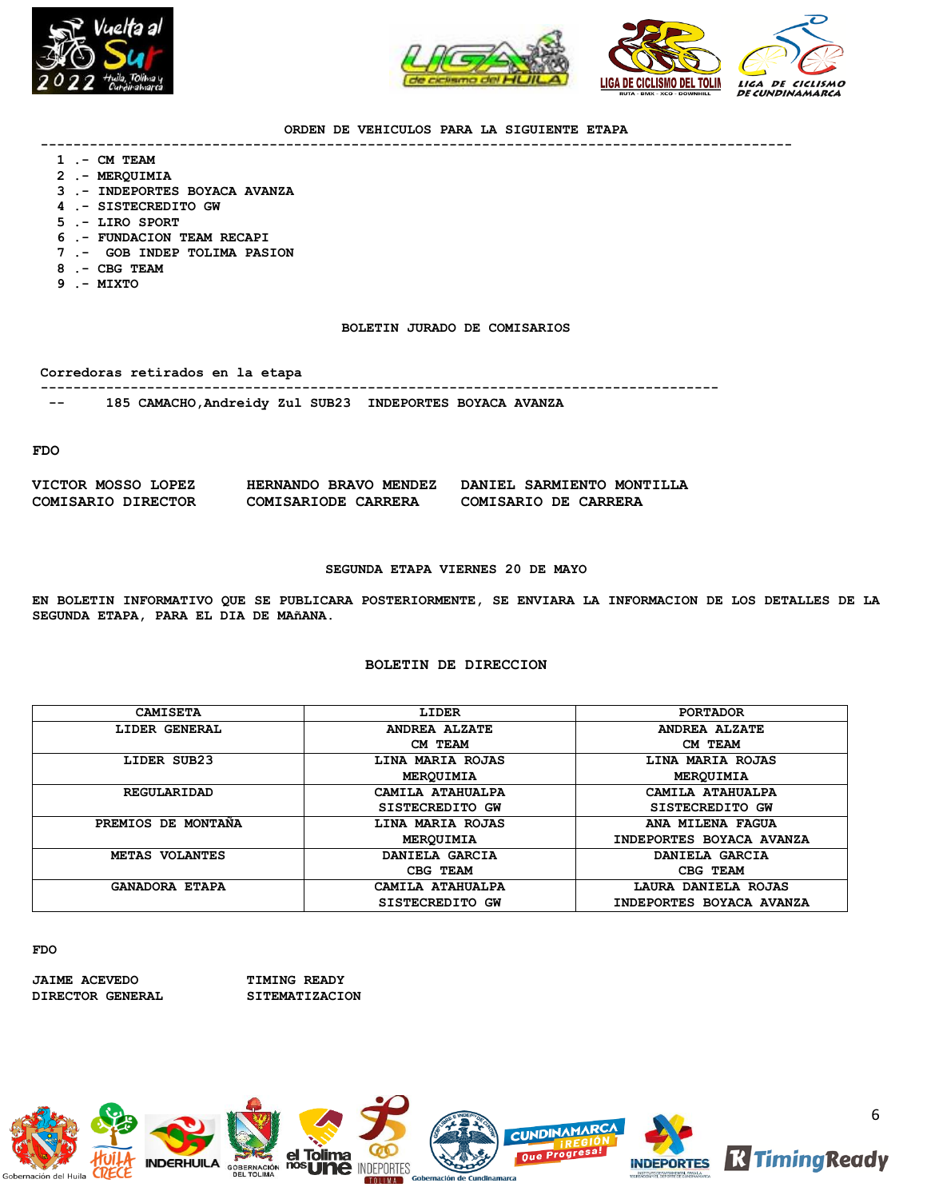## ORDEN DE VEHICULOS PARA LA SIGUIENTE ETAPA

1 .- CM TEAM
2 .- MERQUIMIA
3 .- INDEPORTES BOYACA AVANZA
4 .- SISTECREDITO GW
5 .- LIRO SPORT
6 .- FUNDACION TEAM RECAPI
7 .- GOB INDEP TOLIMA PASION
8 .- CBG TEAM
9 .- MIXTO

## BOLETIN JURADO DE COMISARIOS

**Corredoras retirados en la etapa**

-- 185 CAMACHO,Andreidy Zul SUB23 INDEPORTES BOYACA AVANZA

**FDO**

| VICTOR MOSSO LOPEZ | HERNANDO BRAVO MENDEZ | DANIEL SARMIENTO MONTILLA |
|---|---|---|
| COMISARIO DIRECTOR | COMISARIODE CARRERA | COMISARIO DE CARRERA |

## SEGUNDA ETAPA VIERNES 20 DE MAYO

EN BOLETIN INFORMATIVO QUE SE PUBLICARA POSTERIORMENTE, SE ENVIARA LA INFORMACION DE LOS DETALLES DE LA SEGUNDA ETAPA, PARA EL DIA DE MAñANA.

## BOLETIN DE DIRECCION

| CAMISETA | LIDER | PORTADOR |
|---|---|---|
| LIDER GENERAL | ANDREA ALZATE<br>CM TEAM | ANDREA ALZATE<br>CM TEAM |
| LIDER SUB23 | LINA MARIA ROJAS<br>MERQUIMIA | LINA MARIA ROJAS<br>MERQUIMIA |
| REGULARIDAD | CAMILA ATAHUALPA<br>SISTECREDITO GW | CAMILA ATAHUALPA<br>SISTECREDITO GW |
| PREMIOS DE MONTAÑA | LINA MARIA ROJAS<br>MERQUIMIA | ANA MILENA FAGUA<br>INDEPORTES BOYACA AVANZA |
| METAS VOLANTES | DANIELA GARCIA<br>CBG TEAM | DANIELA GARCIA<br>CBG TEAM |
| GANADORA ETAPA | CAMILA ATAHUALPA<br>SISTECREDITO GW | LAURA DANIELA ROJAS<br>INDEPORTES BOYACA AVANZA |

**FDO**

| JAIME ACEVEDO | TIMING READY |
|---|---|
| DIRECTOR GENERAL | SITEMATIZACION |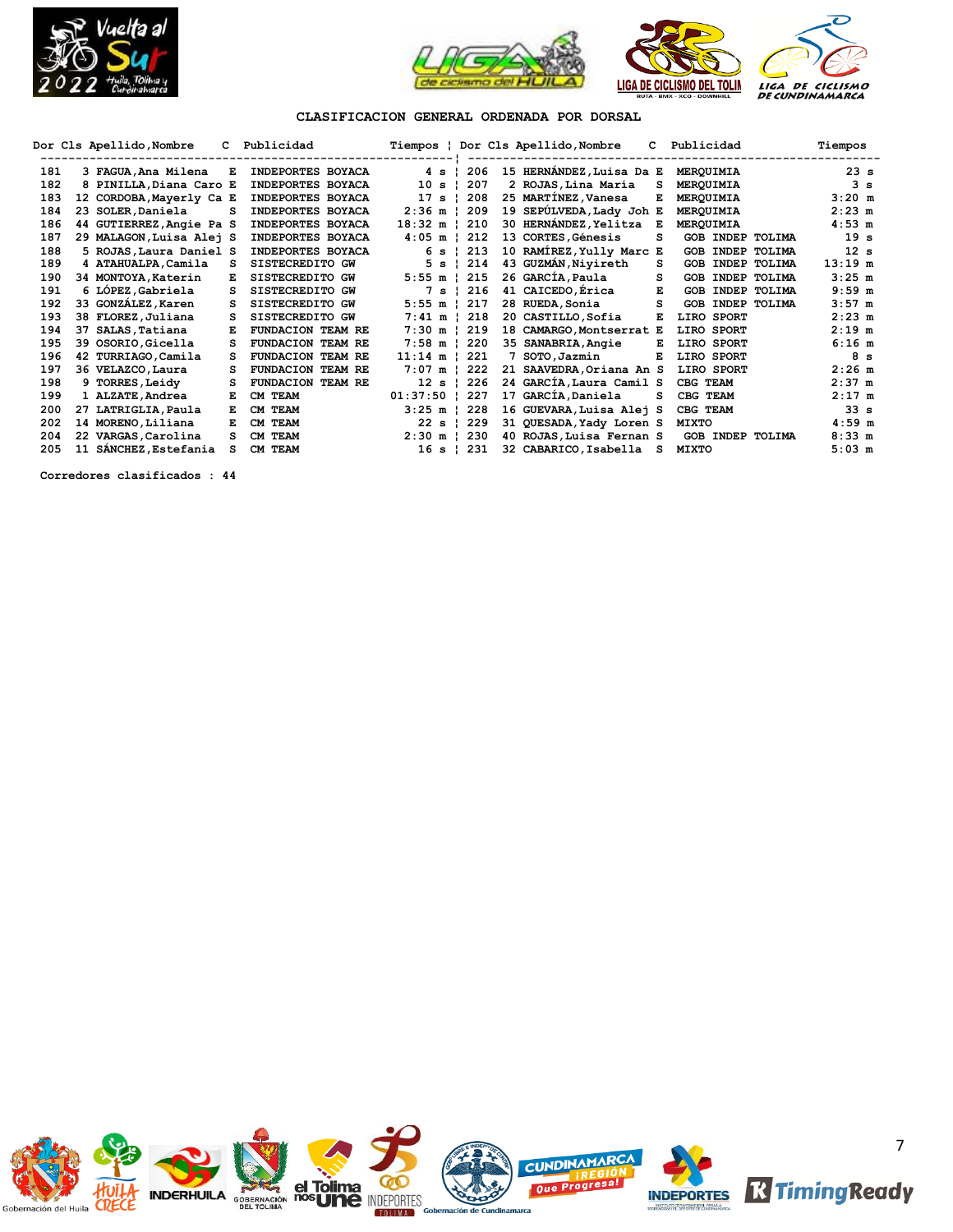## CLASIFICACION GENERAL ORDENADA POR DORSAL

| Dor | Cls | Apellido,Nombre | C | Publicidad | Tiempos | Dor | Cls | Apellido,Nombre | C | Publicidad | Tiempos |
|---|---|---|---|---|---|---|---|---|---|---|---|
| 181 | 3 | FAGUA,Ana Milena | E | INDEPORTES BOYACA | 4 s | 206 | 15 | HERNÁNDEZ,Luisa Da | E | MERQUIMIA | 23 s |
| 182 | 8 | PINILLA,Diana Caro | E | INDEPORTES BOYACA | 10 s | 207 | 2 | ROJAS,Lina María | S | MERQUIMIA | 3 s |
| 183 | 12 | CORDOBA,Mayerly Ca | E | INDEPORTES BOYACA | 17 s | 208 | 25 | MARTÍNEZ,Vanesa | E | MERQUIMIA | 3:20 m |
| 184 | 23 | SOLER,Daniela | S | INDEPORTES BOYACA | 2:36 m | 209 | 19 | SEPÚLVEDA,Lady Joh | E | MERQUIMIA | 2:23 m |
| 186 | 44 | GUTIERREZ,Angie Pa | S | INDEPORTES BOYACA | 18:32 m | 210 | 30 | HERNÁNDEZ,Yelitza | E | MERQUIMIA | 4:53 m |
| 187 | 29 | MALAGON,Luisa Alej | S | INDEPORTES BOYACA | 4:05 m | 212 | 13 | CORTES,Génesis | S | GOB INDEP TOLIMA | 19 s |
| 188 | 5 | ROJAS,Laura Daniel | S | INDEPORTES BOYACA | 6 s | 213 | 10 | RAMÍREZ,Yully Marc | E | GOB INDEP TOLIMA | 12 s |
| 189 | 4 | ATAHUALPA,Camila | S | SISTECREDITO GW | 5 s | 214 | 43 | GUZMÁN,Niyireth | S | GOB INDEP TOLIMA | 13:19 m |
| 190 | 34 | MONTOYA,Katerin | E | SISTECREDITO GW | 5:55 m | 215 | 26 | GARCÍA,Paula | S | GOB INDEP TOLIMA | 3:25 m |
| 191 | 6 | LÓPEZ,Gabriela | S | SISTECREDITO GW | 7 s | 216 | 41 | CAICEDO,Érica | E | GOB INDEP TOLIMA | 9:59 m |
| 192 | 33 | GONZÁLEZ,Karen | S | SISTECREDITO GW | 5:55 m | 217 | 28 | RUEDA,Sonia | S | GOB INDEP TOLIMA | 3:57 m |
| 193 | 38 | FLOREZ,Juliana | S | SISTECREDITO GW | 7:41 m | 218 | 20 | CASTILLO,Sofia | E | LIRO SPORT | 2:23 m |
| 194 | 37 | SALAS,Tatiana | E | FUNDACION TEAM RE | 7:30 m | 219 | 18 | CAMARGO,Montserrat | E | LIRO SPORT | 2:19 m |
| 195 | 39 | OSORIO,Gicella | S | FUNDACION TEAM RE | 7:58 m | 220 | 35 | SANABRIA,Angie | E | LIRO SPORT | 6:16 m |
| 196 | 42 | TURRIAGO,Camila | S | FUNDACION TEAM RE | 11:14 m | 221 | 7 | SOTO,Jazmin | E | LIRO SPORT | 8 s |
| 197 | 36 | VELAZCO,Laura | S | FUNDACION TEAM RE | 7:07 m | 222 | 21 | SAAVEDRA,Oriana An | S | LIRO SPORT | 2:26 m |
| 198 | 9 | TORRES,Leidy | S | FUNDACION TEAM RE | 12 s | 226 | 24 | GARCÍA,Laura Camil | S | CBG TEAM | 2:37 m |
| 199 | 1 | ALZATE,Andrea | E | CM TEAM | 01:37:50 | 227 | 17 | GARCÍA,Daniela | S | CBG TEAM | 2:17 m |
| 200 | 27 | LATRIGLIA,Paula | E | CM TEAM | 3:25 m | 228 | 16 | GUEVARA,Luisa Alej | S | CBG TEAM | 33 s |
| 202 | 14 | MORENO,Liliana | E | CM TEAM | 22 s | 229 | 31 | QUESADA,Yady Loren | S | MIXTO | 4:59 m |
| 204 | 22 | VARGAS,Carolina | S | CM TEAM | 2:30 m | 230 | 40 | ROJAS,Luisa Fernan | S | GOB INDEP TOLIMA | 8:33 m |
| 205 | 11 | SÁNCHEZ,Estefania | S | CM TEAM | 16 s | 231 | 32 | CABARICO,Isabella | S | MIXTO | 5:03 m |

Corredores clasificados : 44